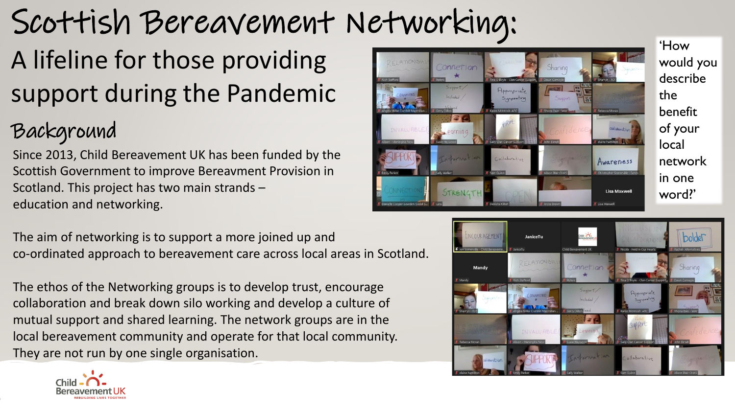# Scottish Bereavement Networking:

## A lifeline for those providing support during the Pandemic

### Background

Since 2013, Child Bereavement UK has been funded by the Scottish Government to improve Bereavment Provision in Scotland. This project has two main strands – education and networking.

The aim of networking is to support a more joined up and co-ordinated approach to bereavement care across local areas in Scotland.

The ethos of the Networking groups is to develop trust, encourage collaboration and break down silo working and develop a culture of mutual support and shared learning. The network groups are in the local bereavement community and operate for that local community. They are not run by one single organisation.

'How would you describe the benefit of your local network in one word?'

Child Bereavement UK
REBUILDING LIVES TOGETHER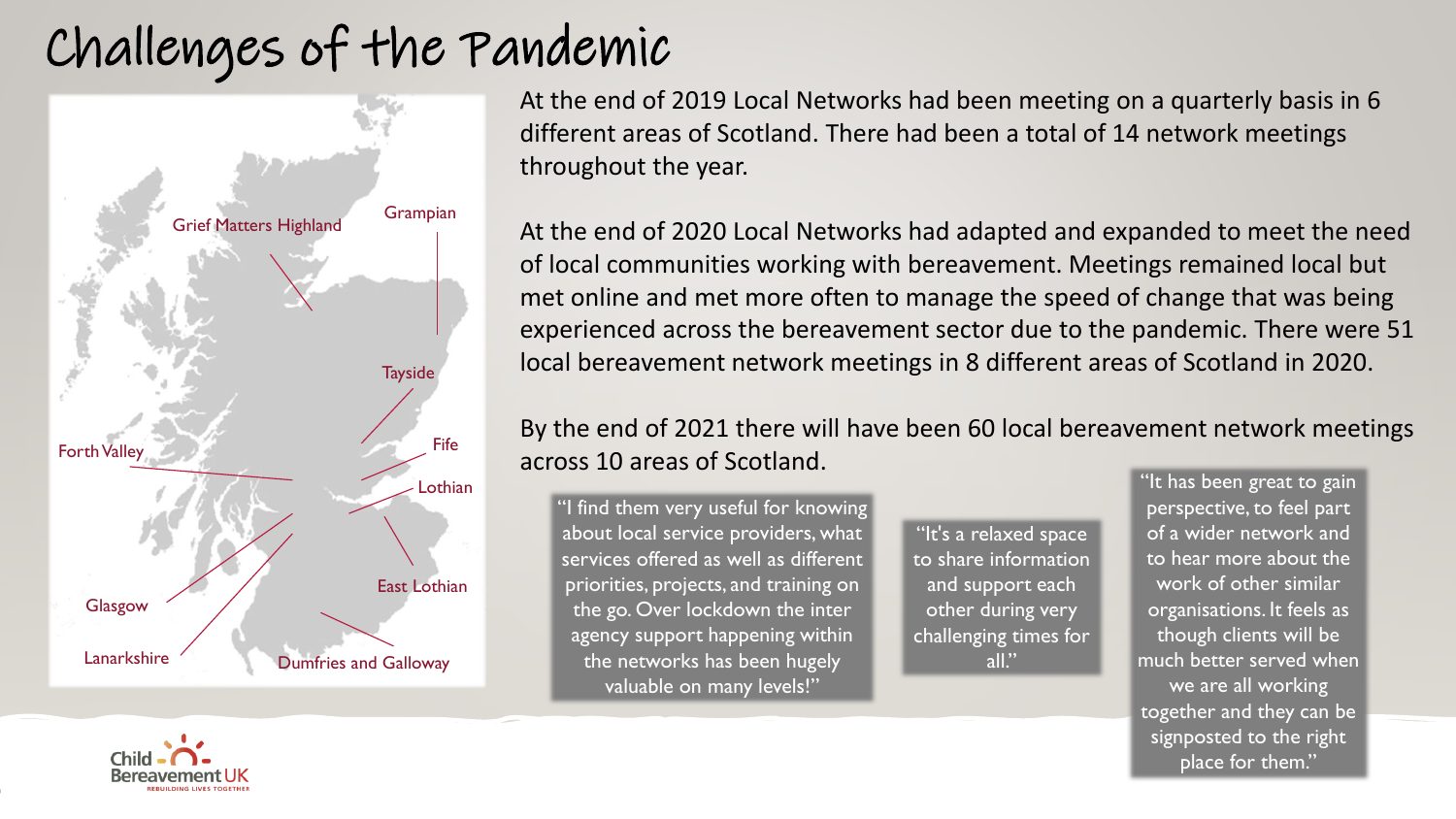# Challenges of the Pandemic

Grief Matters Highland

Grampian

Tayside

Forth Valley

Fife

Lothian

East Lothian

Glasgow

Lanarkshire

Dumfries and Galloway

At the end of 2019 Local Networks had been meeting on a quarterly basis in 6 different areas of Scotland. There had been a total of 14 network meetings throughout the year.

At the end of 2020 Local Networks had adapted and expanded to meet the need of local communities working with bereavement. Meetings remained local but met online and met more often to manage the speed of change that was being experienced across the bereavement sector due to the pandemic. There were 51 local bereavement network meetings in 8 different areas of Scotland in 2020.

By the end of 2021 there will have been 60 local bereavement network meetings across 10 areas of Scotland.

> "I find them very useful for knowing about local service providers, what services offered as well as different priorities, projects, and training on the go. Over lockdown the inter agency support happening within the networks has been hugely valuable on many levels!"

> "It's a relaxed space to share information and support each other during very challenging times for all."

> "It has been great to gain perspective, to feel part of a wider network and to hear more about the work of other similar organisations. It feels as though clients will be much better served when we are all working together and they can be signposted to the right place for them."

Child Bereavement UK
REBUILDING LIVES TOGETHER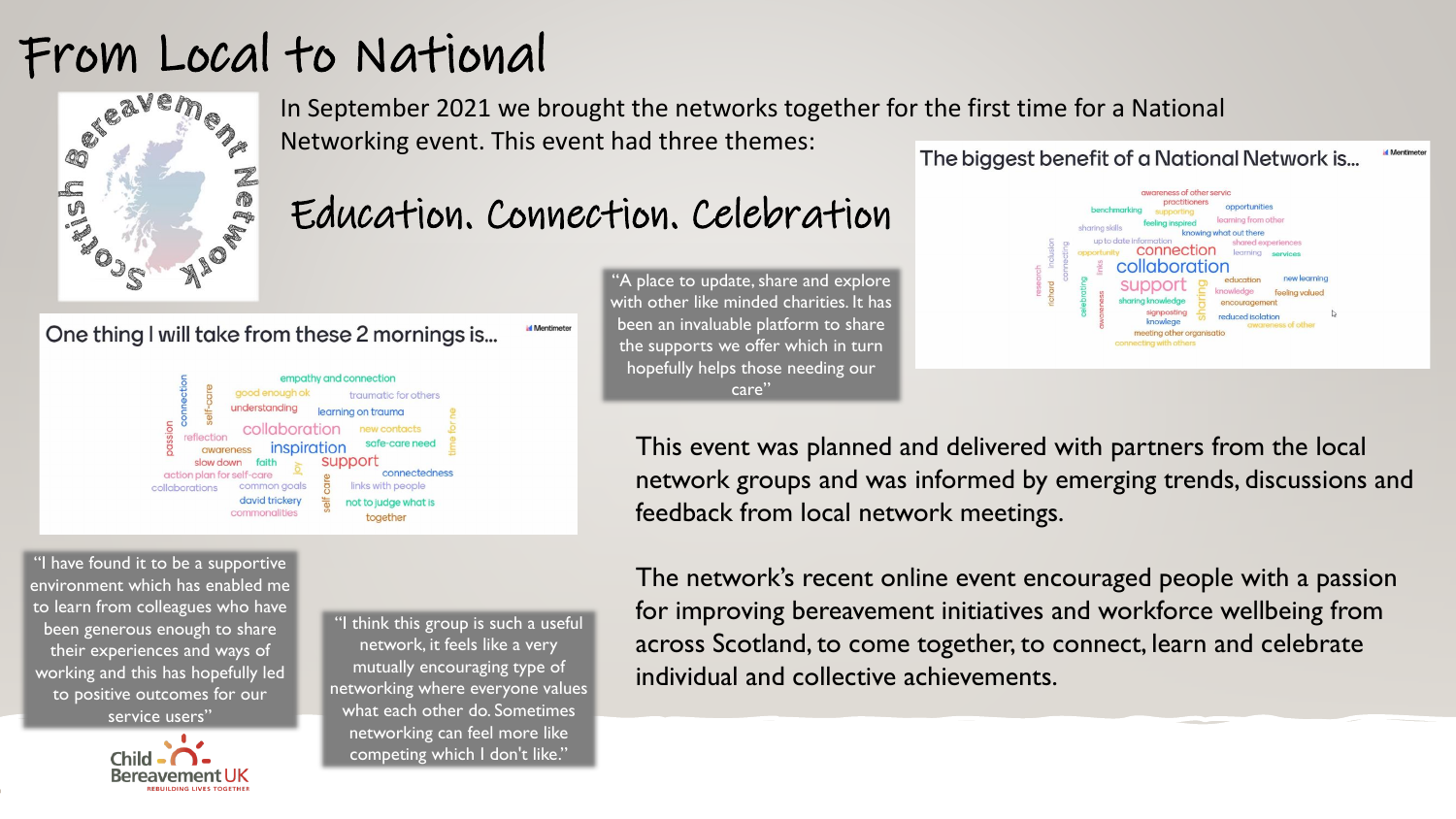# From Local to National

In September 2021 we brought the networks together for the first time for a National Networking event. This event had three themes:

## Education. Connection. Celebration

**One thing I will take from these 2 mornings is...**

empathy and connection, good enough ok, traumatic for others, understanding, learning on trauma, collaboration, new contacts, reflection, safe-care need, awareness, inspiration, slow down, faith, support, action plan for self-care, connectedness, collaborations, common goals, links with people, david trickery, not to judge what is, commonalities, together, connection, self-care, passion, time for me, joy, self care

**The biggest benefit of a National Network is...**

awareness of other servic, practitioners, benchmarking, supporting, opportunities, sharing skills, feeling inspired, learning from other, knowing what out there, up to date information, shared experiences, opportunity, connection, learning, services, collaboration, research, richard, support, education, new learning, knowledge, feeling valued, sharing knowledge, encouragement, signposting knowledge, reduced isolation, awareness of other, meeting other organisatio, connecting with others, inclusion, connecting, celebrating, awareness, links, sharing

"A place to update, share and explore with other like minded charities. It has been an invaluable platform to share the supports we offer which in turn hopefully helps those needing our care"

"I have found it to be a supportive environment which has enabled me to learn from colleagues who have been generous enough to share their experiences and ways of working and this has hopefully led to positive outcomes for our service users"

"I think this group is such a useful network, it feels like a very mutually encouraging type of networking where everyone values what each other do. Sometimes networking can feel more like competing which I don't like."

This event was planned and delivered with partners from the local network groups and was informed by emerging trends, discussions and feedback from local network meetings.

The network's recent online event encouraged people with a passion for improving bereavement initiatives and workforce wellbeing from across Scotland, to come together, to connect, learn and celebrate individual and collective achievements.

Child Bereavement UK – REBUILDING LIVES TOGETHER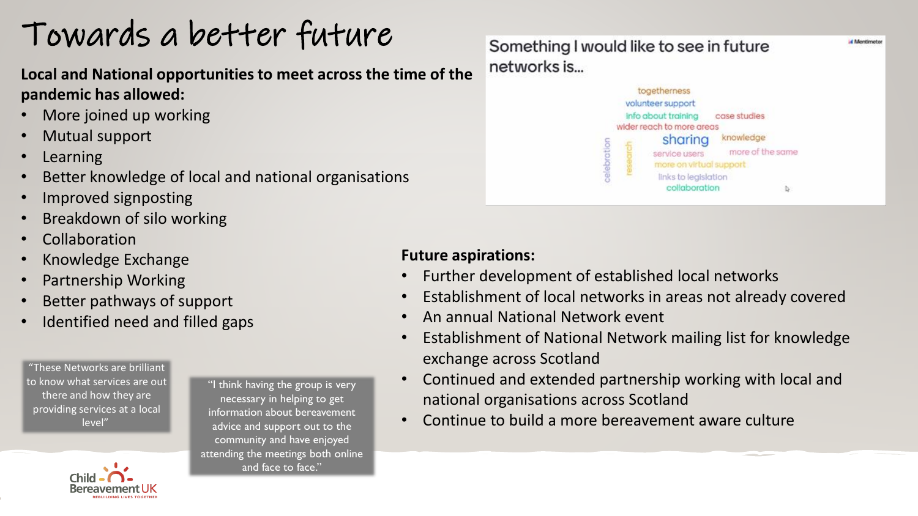# Towards a better future

**Local and National opportunities to meet across the time of the pandemic has allowed:**

- More joined up working
- Mutual support
- Learning
- Better knowledge of local and national organisations
- Improved signposting
- Breakdown of silo working
- Collaboration
- Knowledge Exchange
- Partnership Working
- Better pathways of support
- Identified need and filled gaps

"These Networks are brilliant to know what services are out there and how they are providing services at a local level"

"I think having the group is very necessary in helping to get information about bereavement advice and support out to the community and have enjoyed attending the meetings both online and face to face."

Something I would like to see in future networks is...

togetherness
volunteer support
info about training
case studies
wider reach to more areas
sharing
knowledge
service users
more of the same
more on virtual support
links to legislation
collaboration
celebration
research

**Future aspirations:**

- Further development of established local networks
- Establishment of local networks in areas not already covered
- An annual National Network event
- Establishment of National Network mailing list for knowledge exchange across Scotland
- Continued and extended partnership working with local and national organisations across Scotland
- Continue to build a more bereavement aware culture